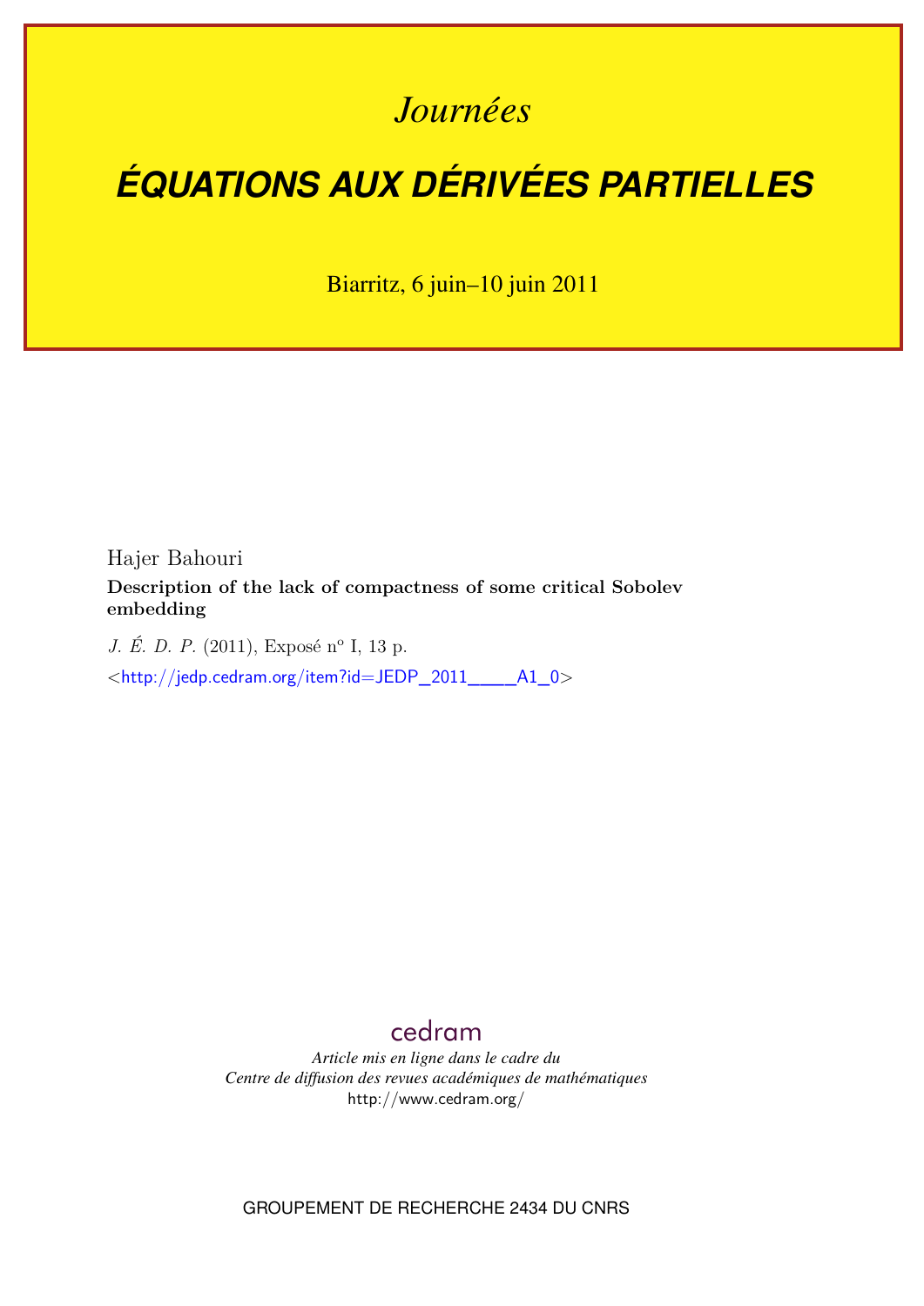*Journées*

# ÉQUATIONS AUX DÉRIVÉES PARTIELLES

Biarritz, 6 juin–10 juin 2011

Hajer Bahouri

**Description of the lack of compactness of some critical Sobolev embedding**

*J. É. D. P.* (2011), Exposé n° I, 13 p.

<http://jedp.cedram.org/item?id=JEDP_2011____A1_0>

cedram

*Article mis en ligne dans le cadre du*
*Centre de diffusion des revues académiques de mathématiques*
http://www.cedram.org/

GROUPEMENT DE RECHERCHE 2434 DU CNRS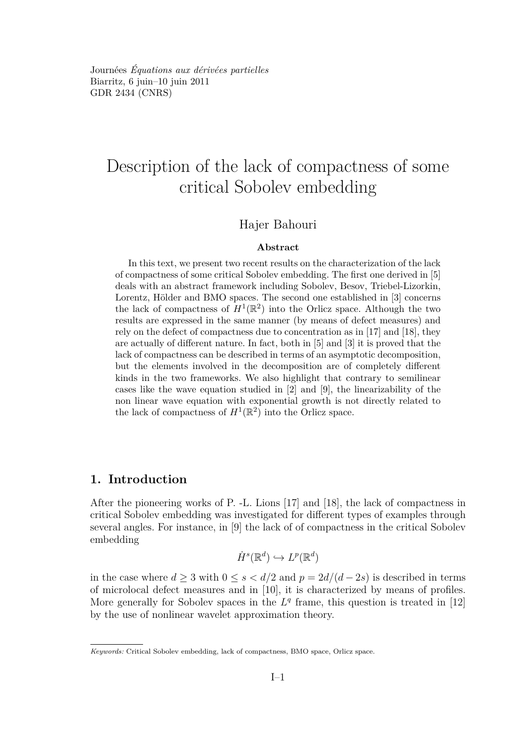Journées *Équations aux dérivées partielles*
Biarritz, 6 juin–10 juin 2011
GDR 2434 (CNRS)

# Description of the lack of compactness of some critical Sobolev embedding

Hajer Bahouri

**Abstract**

In this text, we present two recent results on the characterization of the lack of compactness of some critical Sobolev embedding. The first one derived in [5] deals with an abstract framework including Sobolev, Besov, Triebel-Lizorkin, Lorentz, Hölder and BMO spaces. The second one established in [3] concerns the lack of compactness of $H^1(\mathbb{R}^2)$ into the Orlicz space. Although the two results are expressed in the same manner (by means of defect measures) and rely on the defect of compactness due to concentration as in [17] and [18], they are actually of different nature. In fact, both in [5] and [3] it is proved that the lack of compactness can be described in terms of an asymptotic decomposition, but the elements involved in the decomposition are of completely different kinds in the two frameworks. We also highlight that contrary to semilinear cases like the wave equation studied in [2] and [9], the linearizability of the non linear wave equation with exponential growth is not directly related to the lack of compactness of $H^1(\mathbb{R}^2)$ into the Orlicz space.

## 1. Introduction

After the pioneering works of P. -L. Lions [17] and [18], the lack of compactness in critical Sobolev embedding was investigated for different types of examples through several angles. For instance, in [9] the lack of of compactness in the critical Sobolev embedding

$$\dot{H}^s(\mathbb{R}^d) \hookrightarrow L^p(\mathbb{R}^d)$$

in the case where $d \geq 3$ with $0 \leq s < d/2$ and $p = 2d/(d - 2s)$ is described in terms of microlocal defect measures and in [10], it is characterized by means of profiles. More generally for Sobolev spaces in the $L^q$ frame, this question is treated in [12] by the use of nonlinear wavelet approximation theory.

*Keywords:* Critical Sobolev embedding, lack of compactness, BMO space, Orlicz space.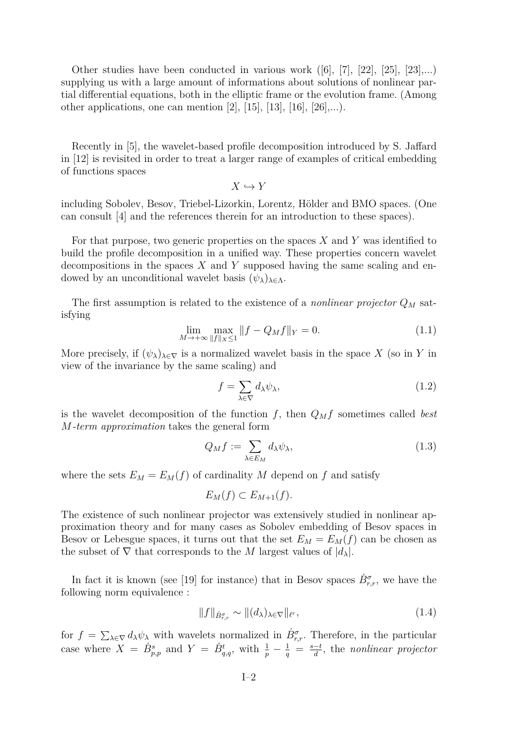Other studies have been conducted in various work ([6], [7], [22], [25], [23],...) supplying us with a large amount of informations about solutions of nonlinear partial differential equations, both in the elliptic frame or the evolution frame. (Among other applications, one can mention [2], [15], [13], [16], [26],...).

Recently in [5], the wavelet-based profile decomposition introduced by S. Jaffard in [12] is revisited in order to treat a larger range of examples of critical embedding of functions spaces

$$X \hookrightarrow Y$$

including Sobolev, Besov, Triebel-Lizorkin, Lorentz, Hölder and BMO spaces. (One can consult [4] and the references therein for an introduction to these spaces).

For that purpose, two generic properties on the spaces $X$ and $Y$ was identified to build the profile decomposition in a unified way. These properties concern wavelet decompositions in the spaces $X$ and $Y$ supposed having the same scaling and endowed by an unconditional wavelet basis $(\psi_\lambda)_{\lambda\in\Lambda}$.

The first assumption is related to the existence of a *nonlinear projector* $Q_M$ satisfying

$$\lim_{M\to+\infty} \max_{\|f\|_X\leq 1} \|f - Q_M f\|_Y = 0. \tag{1.1}$$

More precisely, if $(\psi_\lambda)_{\lambda\in\nabla}$ is a normalized wavelet basis in the space $X$ (so in $Y$ in view of the invariance by the same scaling) and

$$f = \sum_{\lambda\in\nabla} d_\lambda \psi_\lambda, \tag{1.2}$$

is the wavelet decomposition of the function $f$, then $Q_M f$ sometimes called *best $M$-term approximation* takes the general form

$$Q_M f := \sum_{\lambda\in E_M} d_\lambda \psi_\lambda, \tag{1.3}$$

where the sets $E_M = E_M(f)$ of cardinality $M$ depend on $f$ and satisfy

$$E_M(f) \subset E_{M+1}(f).$$

The existence of such nonlinear projector was extensively studied in nonlinear approximation theory and for many cases as Sobolev embedding of Besov spaces in Besov or Lebesgue spaces, it turns out that the set $E_M = E_M(f)$ can be chosen as the subset of $\nabla$ that corresponds to the $M$ largest values of $|d_\lambda|$.

In fact it is known (see [19] for instance) that in Besov spaces $\dot{B}^{\sigma}_{r,r}$, we have the following norm equivalence :

$$\|f\|_{\dot{B}^{\sigma}_{r,r}} \sim \|(d_\lambda)_{\lambda\in\nabla}\|_{\ell^r}, \tag{1.4}$$

for $f = \sum_{\lambda\in\nabla} d_\lambda \psi_\lambda$ with wavelets normalized in $\dot{B}^{\sigma}_{r,r}$. Therefore, in the particular case where $X = \dot{B}^{s}_{p,p}$ and $Y = \dot{B}^{t}_{q,q}$, with $\frac{1}{p} - \frac{1}{q} = \frac{s-t}{d}$, the *nonlinear projector*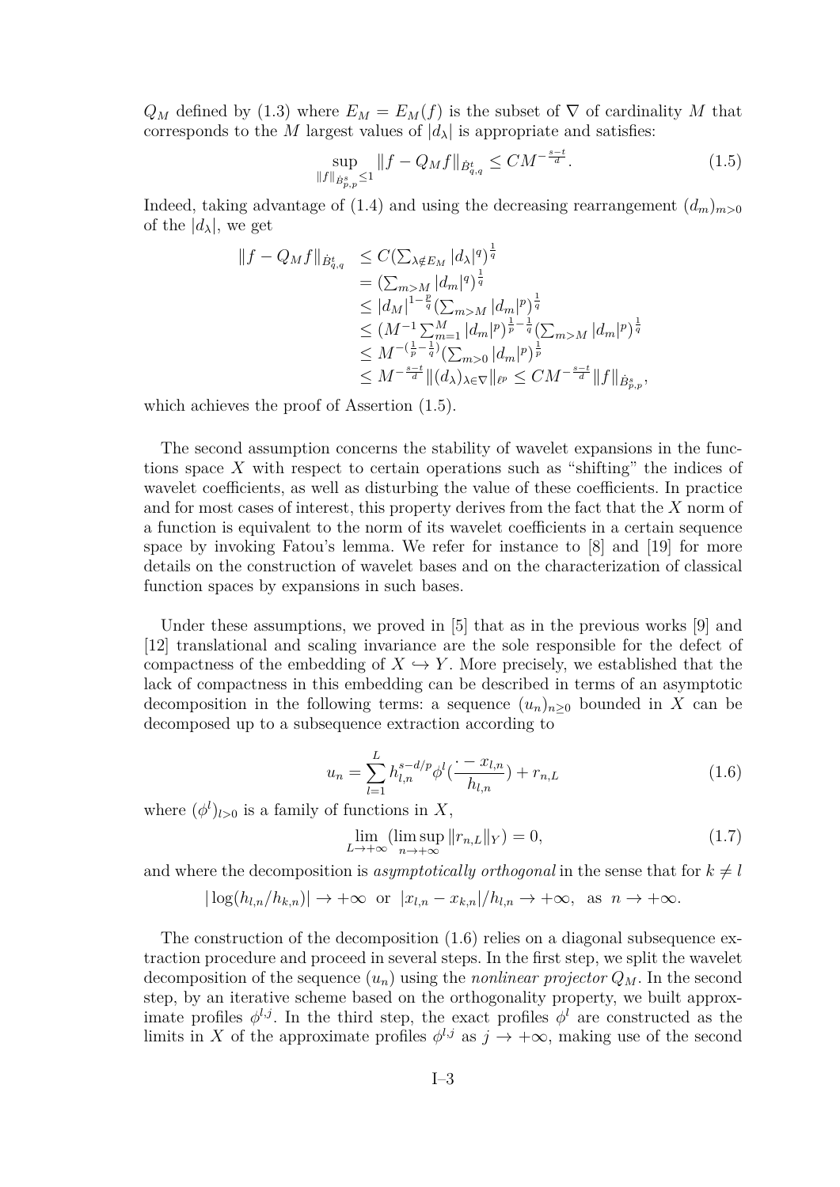$Q_M$ defined by (1.3) where $E_M = E_M(f)$ is the subset of $\nabla$ of cardinality $M$ that corresponds to the $M$ largest values of $|d_\lambda|$ is appropriate and satisfies:

$$\sup_{\|f\|_{\dot{B}^s_{p,p}} \leq 1} \|f - Q_M f\|_{\dot{B}^t_{q,q}} \leq C M^{-\frac{s-t}{d}}. \tag{1.5}$$

Indeed, taking advantage of (1.4) and using the decreasing rearrangement $(d_m)_{m>0}$ of the $|d_\lambda|$, we get

$$\begin{aligned}
\|f - Q_M f\|_{\dot{B}^t_{q,q}} &\leq C(\textstyle\sum_{\lambda \notin E_M} |d_\lambda|^q)^{\frac{1}{q}} \\
&= (\textstyle\sum_{m>M} |d_m|^q)^{\frac{1}{q}} \\
&\leq |d_M|^{1-\frac{p}{q}} (\textstyle\sum_{m>M} |d_m|^p)^{\frac{1}{q}} \\
&\leq (M^{-1} \textstyle\sum_{m=1}^M |d_m|^p)^{\frac{1}{p}-\frac{1}{q}} (\textstyle\sum_{m>M} |d_m|^p)^{\frac{1}{q}} \\
&\leq M^{-(\frac{1}{p}-\frac{1}{q})} (\textstyle\sum_{m>0} |d_m|^p)^{\frac{1}{p}} \\
&\leq M^{-\frac{s-t}{d}} \|(d_\lambda)_{\lambda \in \nabla}\|_{\ell^p} \leq C M^{-\frac{s-t}{d}} \|f\|_{\dot{B}^s_{p,p}},
\end{aligned}$$

which achieves the proof of Assertion (1.5).

The second assumption concerns the stability of wavelet expansions in the functions space $X$ with respect to certain operations such as "shifting" the indices of wavelet coefficients, as well as disturbing the value of these coefficients. In practice and for most cases of interest, this property derives from the fact that the $X$ norm of a function is equivalent to the norm of its wavelet coefficients in a certain sequence space by invoking Fatou's lemma. We refer for instance to [8] and [19] for more details on the construction of wavelet bases and on the characterization of classical function spaces by expansions in such bases.

Under these assumptions, we proved in [5] that as in the previous works [9] and [12] translational and scaling invariance are the sole responsible for the defect of compactness of the embedding of $X \hookrightarrow Y$. More precisely, we established that the lack of compactness in this embedding can be described in terms of an asymptotic decomposition in the following terms: a sequence $(u_n)_{n\geq 0}$ bounded in $X$ can be decomposed up to a subsequence extraction according to

$$u_n = \sum_{l=1}^{L} h_{l,n}^{s-d/p} \phi^l\left(\frac{\cdot - x_{l,n}}{h_{l,n}}\right) + r_{n,L} \tag{1.6}$$

where $(\phi^l)_{l>0}$ is a family of functions in $X$,

$$\lim_{L\to+\infty} \left(\limsup_{n\to+\infty} \|r_{n,L}\|_Y\right) = 0, \tag{1.7}$$

and where the decomposition is *asymptotically orthogonal* in the sense that for $k \neq l$

$$|\log(h_{l,n}/h_{k,n})| \to +\infty \ \text{ or } \ |x_{l,n} - x_{k,n}|/h_{l,n} \to +\infty, \ \text{ as } \ n \to +\infty.$$

The construction of the decomposition (1.6) relies on a diagonal subsequence extraction procedure and proceed in several steps. In the first step, we split the wavelet decomposition of the sequence $(u_n)$ using the *nonlinear projector* $Q_M$. In the second step, by an iterative scheme based on the orthogonality property, we built approximate profiles $\phi^{l,j}$. In the third step, the exact profiles $\phi^l$ are constructed as the limits in $X$ of the approximate profiles $\phi^{l,j}$ as $j \to +\infty$, making use of the second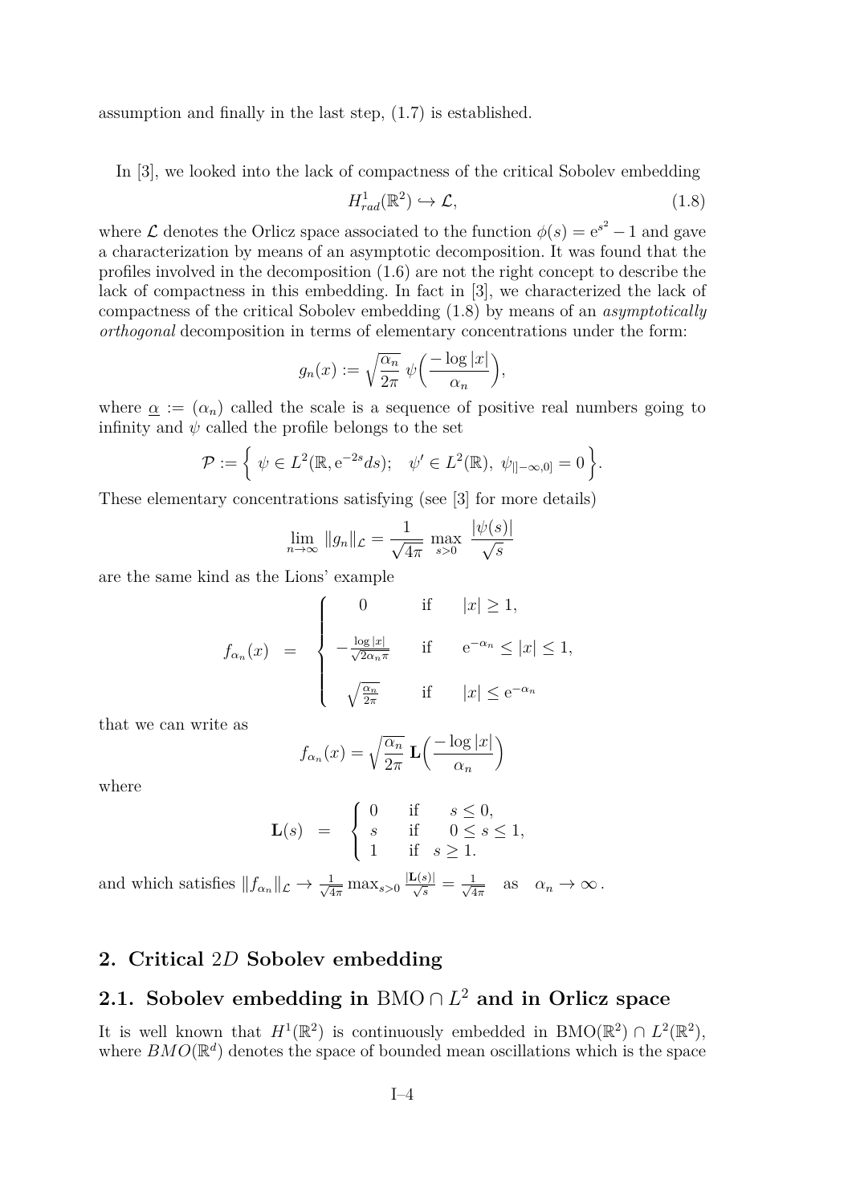assumption and finally in the last step, (1.7) is established.

In [3], we looked into the lack of compactness of the critical Sobolev embedding

$$H^1_{rad}(\mathbb{R}^2) \hookrightarrow \mathcal{L}, \tag{1.8}$$

where $\mathcal{L}$ denotes the Orlicz space associated to the function $\phi(s) = \mathrm{e}^{s^2} - 1$ and gave a characterization by means of an asymptotic decomposition. It was found that the profiles involved in the decomposition (1.6) are not the right concept to describe the lack of compactness in this embedding. In fact in [3], we characterized the lack of compactness of the critical Sobolev embedding (1.8) by means of an *asymptotically orthogonal* decomposition in terms of elementary concentrations under the form:

$$g_n(x) := \sqrt{\frac{\alpha_n}{2\pi}}\ \psi\Big(\frac{-\log|x|}{\alpha_n}\Big),$$

where $\underline{\alpha} := (\alpha_n)$ called the scale is a sequence of positive real numbers going to infinity and $\psi$ called the profile belongs to the set

$$\mathcal{P} := \Big\{\ \psi \in L^2(\mathbb{R}, \mathrm{e}^{-2s}ds);\quad \psi' \in L^2(\mathbb{R}),\ \psi_{|]-\infty,0]} = 0\Big\}.$$

These elementary concentrations satisfying (see [3] for more details)

$$\lim_{n\to\infty}\ \|g_n\|_{\mathcal{L}} = \frac{1}{\sqrt{4\pi}}\ \max_{s>0}\ \frac{|\psi(s)|}{\sqrt{s}}$$

are the same kind as the Lions' example

$$f_{\alpha_n}(x) \;=\; \begin{cases} 0 & \text{if} \quad |x| \geq 1, \\ -\frac{\log|x|}{\sqrt{2\alpha_n\pi}} & \text{if} \quad \mathrm{e}^{-\alpha_n} \leq |x| \leq 1, \\ \sqrt{\frac{\alpha_n}{2\pi}} & \text{if} \quad |x| \leq \mathrm{e}^{-\alpha_n} \end{cases}$$

that we can write as

$$f_{\alpha_n}(x) = \sqrt{\frac{\alpha_n}{2\pi}}\,\mathbf{L}\Big(\frac{-\log|x|}{\alpha_n}\Big)$$

where

$$\mathbf{L}(s) \;=\; \begin{cases} 0 & \text{if} \quad s \leq 0, \\ s & \text{if} \quad 0 \leq s \leq 1, \\ 1 & \text{if} \quad s \geq 1. \end{cases}$$

and which satisfies $\|f_{\alpha_n}\|_{\mathcal{L}} \to \frac{1}{\sqrt{4\pi}} \max_{s>0} \frac{|\mathbf{L}(s)|}{\sqrt{s}} = \frac{1}{\sqrt{4\pi}}$ as $\alpha_n \to \infty$.

## 2. Critical $2D$ Sobolev embedding

### 2.1. Sobolev embedding in $\mathrm{BMO} \cap L^2$ and in Orlicz space

It is well known that $H^1(\mathbb{R}^2)$ is continuously embedded in $\mathrm{BMO}(\mathbb{R}^2) \cap L^2(\mathbb{R}^2)$, where $BMO(\mathbb{R}^d)$ denotes the space of bounded mean oscillations which is the space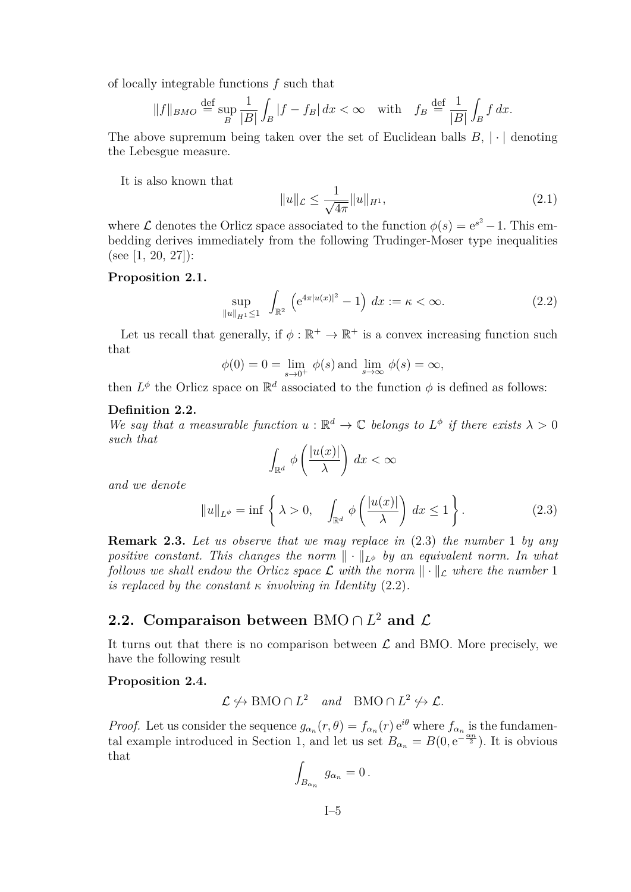of locally integrable functions $f$ such that

$$\|f\|_{BMO} \overset{\text{def}}{=} \sup_B \frac{1}{|B|} \int_B |f - f_B| \, dx < \infty \quad \text{with} \quad f_B \overset{\text{def}}{=} \frac{1}{|B|} \int_B f \, dx.$$

The above supremum being taken over the set of Euclidean balls $B$, $|\cdot|$ denoting the Lebesgue measure.

It is also known that

$$\|u\|_{\mathcal{L}} \leq \frac{1}{\sqrt{4\pi}} \|u\|_{H^1}, \tag{2.1}$$

where $\mathcal{L}$ denotes the Orlicz space associated to the function $\phi(s) = \mathrm{e}^{s^2} - 1$. This embedding derives immediately from the following Trudinger-Moser type inequalities (see [1, 20, 27]):

**Proposition 2.1.**

$$\sup_{\|u\|_{H^1} \leq 1} \int_{\mathbb{R}^2} \left( \mathrm{e}^{4\pi |u(x)|^2} - 1 \right) \, dx := \kappa < \infty. \tag{2.2}$$

Let us recall that generally, if $\phi : \mathbb{R}^+ \to \mathbb{R}^+$ is a convex increasing function such that

$$\phi(0) = 0 = \lim_{s \to 0^+} \phi(s) \text{ and } \lim_{s \to \infty} \phi(s) = \infty,$$

then $L^\phi$ the Orlicz space on $\mathbb{R}^d$ associated to the function $\phi$ is defined as follows:

**Definition 2.2.**
*We say that a measurable function $u : \mathbb{R}^d \to \mathbb{C}$ belongs to $L^\phi$ if there exists $\lambda > 0$ such that*

$$\int_{\mathbb{R}^d} \phi\left( \frac{|u(x)|}{\lambda} \right) \, dx < \infty$$

*and we denote*

$$\|u\|_{L^\phi} = \inf \left\{ \lambda > 0, \quad \int_{\mathbb{R}^d} \phi\left( \frac{|u(x)|}{\lambda} \right) \, dx \leq 1 \right\}. \tag{2.3}$$

**Remark 2.3.** *Let us observe that we may replace in* (2.3) *the number* 1 *by any positive constant. This changes the norm $\|\cdot\|_{L^\phi}$ by an equivalent norm. In what follows we shall endow the Orlicz space $\mathcal{L}$ with the norm $\|\cdot\|_{\mathcal{L}}$ where the number* 1 *is replaced by the constant $\kappa$ involving in Identity* (2.2)*.*

## 2.2. Comparaison between $\mathrm{BMO} \cap L^2$ and $\mathcal{L}$

It turns out that there is no comparison between $\mathcal{L}$ and BMO. More precisely, we have the following result

**Proposition 2.4.**

$$\mathcal{L} \not\hookrightarrow \mathrm{BMO} \cap L^2 \quad \textit{and} \quad \mathrm{BMO} \cap L^2 \not\hookrightarrow \mathcal{L}.$$

*Proof.* Let us consider the sequence $g_{\alpha_n}(r, \theta) = f_{\alpha_n}(r) \, \mathrm{e}^{i\theta}$ where $f_{\alpha_n}$ is the fundamental example introduced in Section 1, and let us set $B_{\alpha_n} = B(0, \mathrm{e}^{-\frac{\alpha_n}{2}})$. It is obvious that

$$\int_{B_{\alpha_n}} g_{\alpha_n} = 0 \, .$$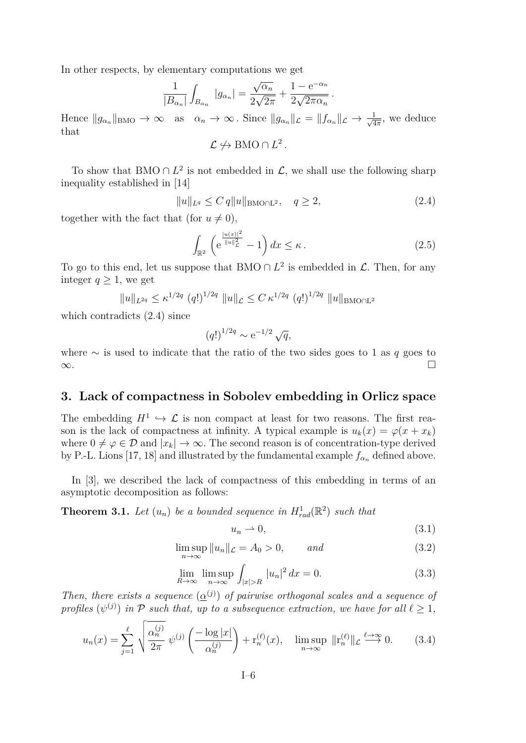In other respects, by elementary computations we get

$$\frac{1}{|B_{\alpha_n}|}\int_{B_{\alpha_n}} |g_{\alpha_n}| = \frac{\sqrt{\alpha_n}}{2\sqrt{2\pi}} + \frac{1-\mathrm{e}^{-\alpha_n}}{2\sqrt{2\pi\alpha_n}}\,.$$

Hence $\|g_{\alpha_n}\|_{\mathrm{BMO}} \to \infty$ as $\alpha_n \to \infty$. Since $\|g_{\alpha_n}\|_{\mathcal{L}} = \|f_{\alpha_n}\|_{\mathcal{L}} \to \frac{1}{\sqrt{4\pi}}$, we deduce that

$$\mathcal{L} \not\hookrightarrow \mathrm{BMO} \cap L^2\,.$$

To show that $\mathrm{BMO} \cap L^2$ is not embedded in $\mathcal{L}$, we shall use the following sharp inequality established in [14]

$$\|u\|_{L^q} \le C\, q \|u\|_{\mathrm{BMO}\cap \mathrm{L}^2}, \quad q \ge 2, \tag{2.4}$$

together with the fact that (for $u \neq 0$),

$$\int_{\mathbb{R}^2} \left( \mathrm{e}^{\frac{|u(x)|^2}{\|u\|_{\mathcal{L}}^2}} - 1 \right) dx \le \kappa\,. \tag{2.5}$$

To go to this end, let us suppose that $\mathrm{BMO} \cap L^2$ is embedded in $\mathcal{L}$. Then, for any integer $q \ge 1$, we get

$$\|u\|_{L^{2q}} \le \kappa^{1/2q}\,(q!)^{1/2q}\,\|u\|_{\mathcal{L}} \le C\,\kappa^{1/2q}\,(q!)^{1/2q}\,\|u\|_{\mathrm{BMO}\cap \mathrm{L}^2}$$

which contradicts (2.4) since

$$(q!)^{1/2q} \sim \mathrm{e}^{-1/2}\sqrt{q},$$

where $\sim$ is used to indicate that the ratio of the two sides goes to 1 as $q$ goes to $\infty$. $\square$

## 3. Lack of compactness in Sobolev embedding in Orlicz space

The embedding $H^1 \hookrightarrow \mathcal{L}$ is non compact at least for two reasons. The first reason is the lack of compactness at infinity. A typical example is $u_k(x) = \varphi(x + x_k)$ where $0 \neq \varphi \in \mathcal{D}$ and $|x_k| \to \infty$. The second reason is of concentration-type derived by P.-L. Lions [17, 18] and illustrated by the fundamental example $f_{\alpha_n}$ defined above.

In [3], we described the lack of compactness of this embedding in terms of an asymptotic decomposition as follows:

**Theorem 3.1.** *Let $(u_n)$ be a bounded sequence in $H^1_{rad}(\mathbb{R}^2)$ such that*

$$u_n \rightharpoonup 0, \tag{3.1}$$

$$\limsup_{n\to\infty} \|u_n\|_{\mathcal{L}} = A_0 > 0, \qquad \textit{and} \tag{3.2}$$

$$\lim_{R\to\infty} \limsup_{n\to\infty} \int_{|x|>R} |u_n|^2\, dx = 0. \tag{3.3}$$

*Then, there exists a sequence $(\underline{\alpha}^{(j)})$ of pairwise orthogonal scales and a sequence of profiles $(\psi^{(j)})$ in $\mathcal{P}$ such that, up to a subsequence extraction, we have for all $\ell \ge 1$,*

$$u_n(x) = \sum_{j=1}^{\ell} \sqrt{\frac{\alpha_n^{(j)}}{2\pi}}\; \psi^{(j)}\left( \frac{-\log|x|}{\alpha_n^{(j)}} \right) + \mathrm{r}_n^{(\ell)}(x), \quad \limsup_{n\to\infty} \|\mathrm{r}_n^{(\ell)}\|_{\mathcal{L}} \stackrel{\ell\to\infty}{\longrightarrow} 0. \tag{3.4}$$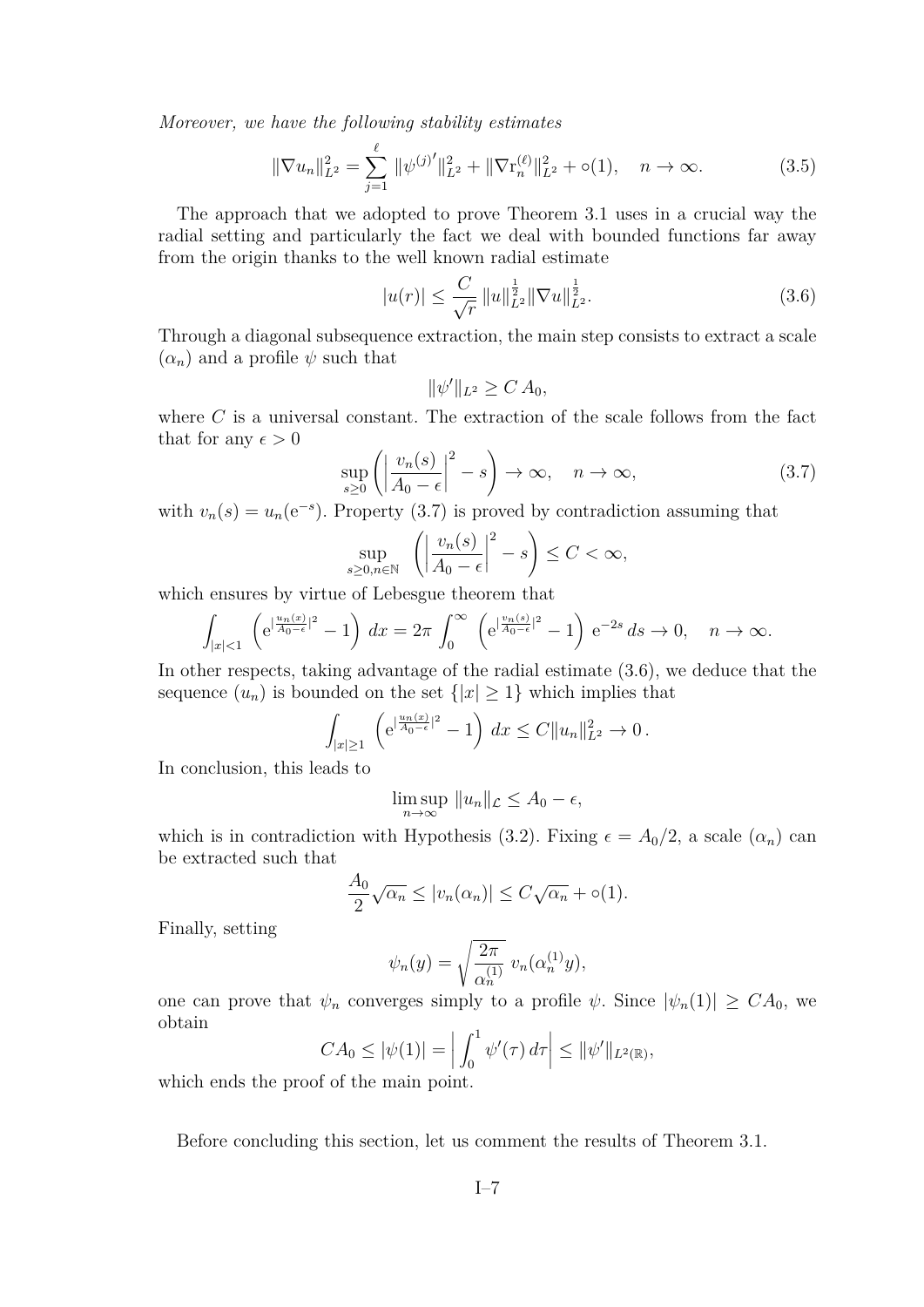*Moreover, we have the following stability estimates*

$$\|\nabla u_n\|_{L^2}^2 = \sum_{j=1}^{\ell} \|\psi^{(j)\prime}\|_{L^2}^2 + \|\nabla \mathrm{r}_n^{(\ell)}\|_{L^2}^2 + \circ(1), \quad n \to \infty. \tag{3.5}$$

The approach that we adopted to prove Theorem 3.1 uses in a crucial way the radial setting and particularly the fact we deal with bounded functions far away from the origin thanks to the well known radial estimate

$$|u(r)| \leq \frac{C}{\sqrt{r}} \|u\|_{L^2}^{\frac{1}{2}} \|\nabla u\|_{L^2}^{\frac{1}{2}}. \tag{3.6}$$

Through a diagonal subsequence extraction, the main step consists to extract a scale $(\alpha_n)$ and a profile $\psi$ such that

$$\|\psi'\|_{L^2} \geq C\, A_0,$$

where $C$ is a universal constant. The extraction of the scale follows from the fact that for any $\epsilon > 0$

$$\sup_{s \geq 0} \left( \Big| \frac{v_n(s)}{A_0 - \epsilon} \Big|^2 - s \right) \to \infty, \quad n \to \infty, \tag{3.7}$$

with $v_n(s) = u_n(\mathrm{e}^{-s})$. Property (3.7) is proved by contradiction assuming that

$$\sup_{s \geq 0, n \in \mathbb{N}} \left( \Big| \frac{v_n(s)}{A_0 - \epsilon} \Big|^2 - s \right) \leq C < \infty,$$

which ensures by virtue of Lebesgue theorem that

$$\int_{|x|<1} \left( \mathrm{e}^{|\frac{u_n(x)}{A_0-\epsilon}|^2} - 1 \right) dx = 2\pi \int_0^\infty \left( \mathrm{e}^{|\frac{v_n(s)}{A_0-\epsilon}|^2} - 1 \right) \mathrm{e}^{-2s}\, ds \to 0, \quad n \to \infty.$$

In other respects, taking advantage of the radial estimate (3.6), we deduce that the sequence $(u_n)$ is bounded on the set $\{|x| \geq 1\}$ which implies that

$$\int_{|x|\geq 1} \left( \mathrm{e}^{|\frac{u_n(x)}{A_0-\epsilon}|^2} - 1 \right) dx \leq C \|u_n\|_{L^2}^2 \to 0\,.$$

In conclusion, this leads to

$$\limsup_{n\to\infty} \|u_n\|_{\mathcal{L}} \leq A_0 - \epsilon,$$

which is in contradiction with Hypothesis (3.2). Fixing $\epsilon = A_0/2$, a scale $(\alpha_n)$ can be extracted such that

$$\frac{A_0}{2}\sqrt{\alpha_n} \leq |v_n(\alpha_n)| \leq C\sqrt{\alpha_n} + \circ(1).$$

Finally, setting

$$\psi_n(y) = \sqrt{\frac{2\pi}{\alpha_n^{(1)}}}\; v_n(\alpha_n^{(1)} y),$$

one can prove that $\psi_n$ converges simply to a profile $\psi$. Since $|\psi_n(1)| \geq C A_0$, we obtain

$$C A_0 \leq |\psi(1)| = \Big| \int_0^1 \psi'(\tau)\, d\tau \Big| \leq \|\psi'\|_{L^2(\mathbb{R})},$$

which ends the proof of the main point.

Before concluding this section, let us comment the results of Theorem 3.1.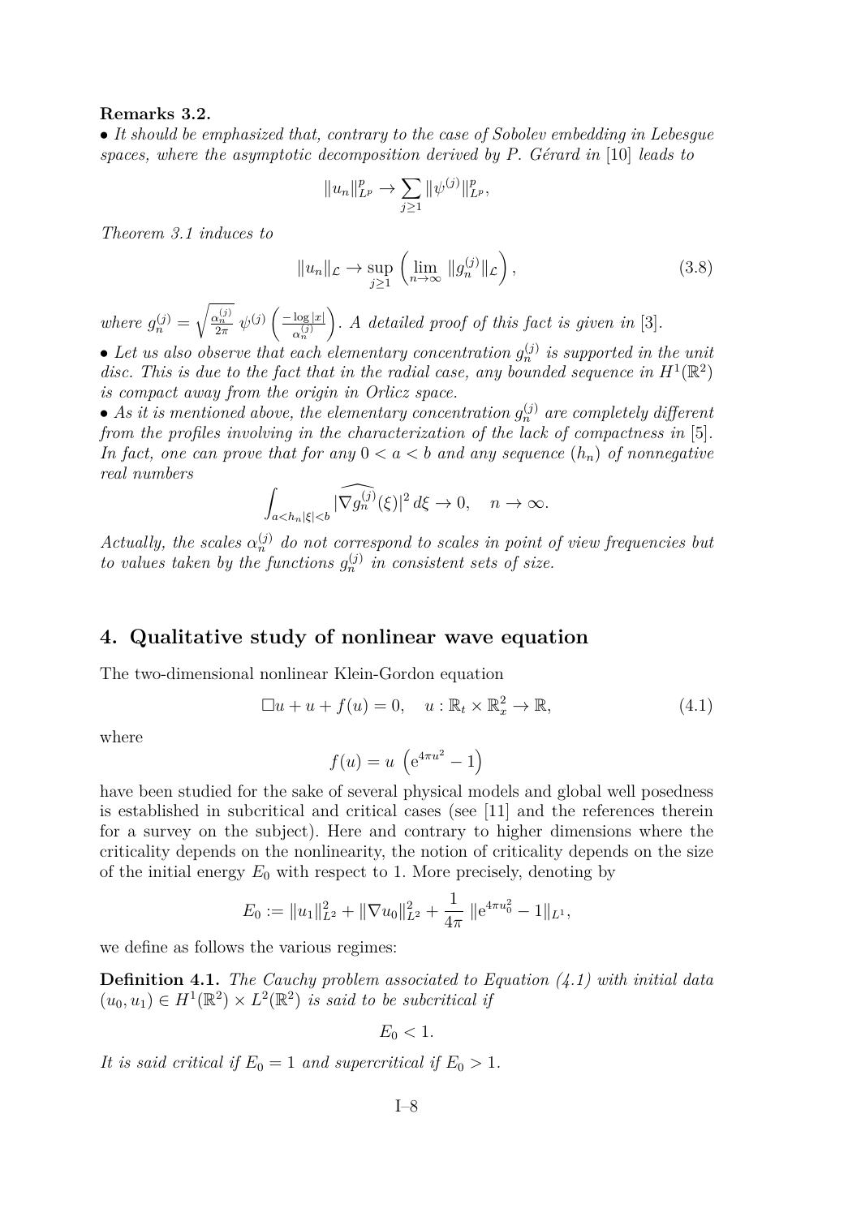**Remarks 3.2.**

• *It should be emphasized that, contrary to the case of Sobolev embedding in Lebesgue spaces, where the asymptotic decomposition derived by P. Gérard in* [10] *leads to*

$$\|u_n\|_{L^p}^p \to \sum_{j\geq 1} \|\psi^{(j)}\|_{L^p}^p,$$

*Theorem 3.1 induces to*

$$\|u_n\|_{\mathcal{L}} \to \sup_{j\geq 1} \left( \lim_{n\to\infty} \|g_n^{(j)}\|_{\mathcal{L}} \right), \tag{3.8}$$

*where* $g_n^{(j)} = \sqrt{\frac{\alpha_n^{(j)}}{2\pi}}\ \psi^{(j)}\left(\frac{-\log|x|}{\alpha_n^{(j)}}\right)$. *A detailed proof of this fact is given in* [3].

• *Let us also observe that each elementary concentration* $g_n^{(j)}$ *is supported in the unit disc. This is due to the fact that in the radial case, any bounded sequence in* $H^1(\mathbb{R}^2)$ *is compact away from the origin in Orlicz space.*

• *As it is mentioned above, the elementary concentration* $g_n^{(j)}$ *are completely different from the profiles involving in the characterization of the lack of compactness in* [5]. *In fact, one can prove that for any* $0 < a < b$ *and any sequence* $(h_n)$ *of nonnegative real numbers*

$$\int_{a<h_n|\xi|<b} |\widehat{\nabla g_n^{(j)}}(\xi)|^2\, d\xi \to 0, \quad n\to\infty.$$

*Actually, the scales* $\alpha_n^{(j)}$ *do not correspond to scales in point of view frequencies but to values taken by the functions* $g_n^{(j)}$ *in consistent sets of size.*

## 4. Qualitative study of nonlinear wave equation

The two-dimensional nonlinear Klein-Gordon equation

$$\Box u + u + f(u) = 0, \quad u : \mathbb{R}_t \times \mathbb{R}_x^2 \to \mathbb{R}, \tag{4.1}$$

where

$$f(u) = u\ \left(\mathrm{e}^{4\pi u^2} - 1\right)$$

have been studied for the sake of several physical models and global well posedness is established in subcritical and critical cases (see [11] and the references therein for a survey on the subject). Here and contrary to higher dimensions where the criticality depends on the nonlinearity, the notion of criticality depends on the size of the initial energy $E_0$ with respect to 1. More precisely, denoting by

$$E_0 := \|u_1\|_{L^2}^2 + \|\nabla u_0\|_{L^2}^2 + \frac{1}{4\pi}\ \|\mathrm{e}^{4\pi u_0^2} - 1\|_{L^1},$$

we define as follows the various regimes:

**Definition 4.1.** *The Cauchy problem associated to Equation (4.1) with initial data* $(u_0, u_1) \in H^1(\mathbb{R}^2) \times L^2(\mathbb{R}^2)$ *is said to be subcritical if*

$$E_0 < 1.$$

*It is said critical if* $E_0 = 1$ *and supercritical if* $E_0 > 1$.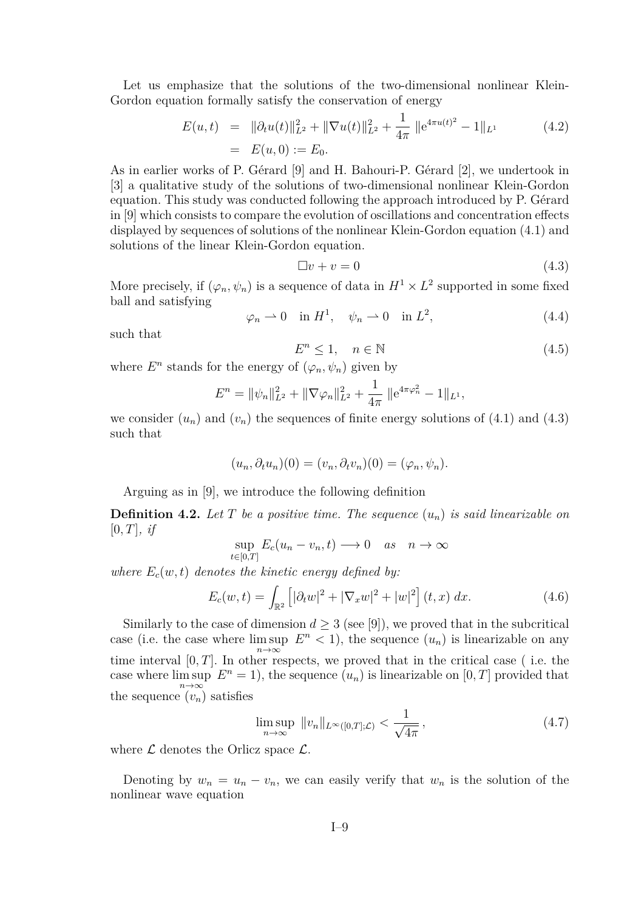Let us emphasize that the solutions of the two-dimensional nonlinear Klein-Gordon equation formally satisfy the conservation of energy

$$
\begin{aligned}
E(u,t) &= \|\partial_t u(t)\|_{L^2}^2 + \|\nabla u(t)\|_{L^2}^2 + \frac{1}{4\pi}\,\|\mathrm{e}^{4\pi u(t)^2} - 1\|_{L^1} \\
&= E(u,0) := E_0.
\end{aligned}
\tag{4.2}
$$

As in earlier works of P. Gérard [9] and H. Bahouri-P. Gérard [2], we undertook in [3] a qualitative study of the solutions of two-dimensional nonlinear Klein-Gordon equation. This study was conducted following the approach introduced by P. Gérard in [9] which consists to compare the evolution of oscillations and concentration effects displayed by sequences of solutions of the nonlinear Klein-Gordon equation (4.1) and solutions of the linear Klein-Gordon equation.

$$
\Box v + v = 0 \tag{4.3}
$$

More precisely, if $(\varphi_n, \psi_n)$ is a sequence of data in $H^1 \times L^2$ supported in some fixed ball and satisfying

$$
\varphi_n \rightharpoonup 0 \quad \text{in } H^1, \quad \psi_n \rightharpoonup 0 \quad \text{in } L^2, \tag{4.4}
$$

such that

$$
E^n \leq 1, \quad n \in \mathbb{N} \tag{4.5}
$$

where $E^n$ stands for the energy of $(\varphi_n, \psi_n)$ given by

$$
E^n = \|\psi_n\|_{L^2}^2 + \|\nabla \varphi_n\|_{L^2}^2 + \frac{1}{4\pi}\,\|\mathrm{e}^{4\pi\varphi_n^2} - 1\|_{L^1},
$$

we consider $(u_n)$ and $(v_n)$ the sequences of finite energy solutions of (4.1) and (4.3) such that

$$
(u_n, \partial_t u_n)(0) = (v_n, \partial_t v_n)(0) = (\varphi_n, \psi_n).
$$

Arguing as in [9], we introduce the following definition

**Definition 4.2.** *Let $T$ be a positive time. The sequence $(u_n)$ is said linearizable on $[0,T]$, if*

$$
\sup_{t\in[0,T]} E_c(u_n - v_n, t) \longrightarrow 0 \quad \text{as} \quad n \to \infty
$$

*where $E_c(w,t)$ denotes the kinetic energy defined by:*

$$
E_c(w,t) = \int_{\mathbb{R}^2} \left[|\partial_t w|^2 + |\nabla_x w|^2 + |w|^2\right](t,x)\, dx. \tag{4.6}
$$

Similarly to the case of dimension $d \geq 3$ (see [9]), we proved that in the subcritical case (i.e. the case where $\limsup_{n\to\infty} E^n < 1$), the sequence $(u_n)$ is linearizable on any time interval $[0,T]$. In other respects, we proved that in the critical case ( i.e. the case where $\limsup_{n\to\infty} E^n = 1$), the sequence $(u_n)$ is linearizable on $[0,T]$ provided that the sequence $(v_n)$ satisfies

$$
\limsup_{n\to\infty} \|v_n\|_{L^\infty([0,T];\mathcal{L})} < \frac{1}{\sqrt{4\pi}}, \tag{4.7}
$$

where $\mathcal{L}$ denotes the Orlicz space $\mathcal{L}$.

Denoting by $w_n = u_n - v_n$, we can easily verify that $w_n$ is the solution of the nonlinear wave equation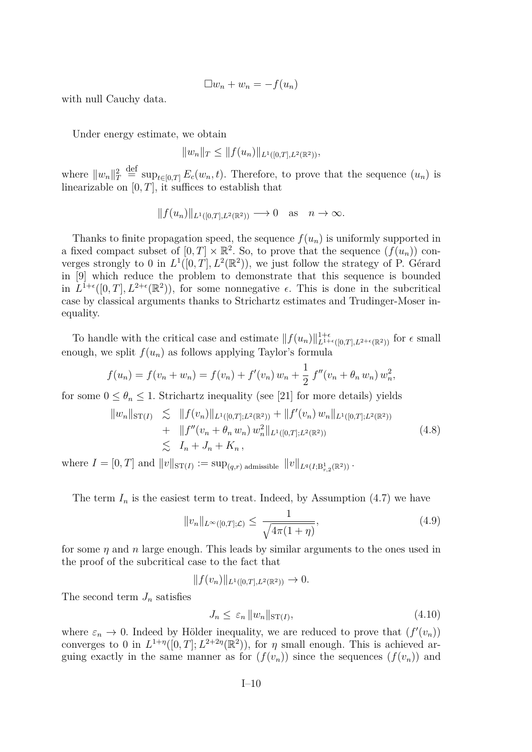$$\Box w_n + w_n = -f(u_n)$$

with null Cauchy data.

Under energy estimate, we obtain

$$\|w_n\|_T \leq \|f(u_n)\|_{L^1([0,T],L^2(\mathbb{R}^2))},$$

where $\|w_n\|_T^2 \stackrel{\text{def}}{=} \sup_{t\in[0,T]} E_c(w_n,t)$. Therefore, to prove that the sequence $(u_n)$ is linearizable on $[0,T]$, it suffices to establish that

$$\|f(u_n)\|_{L^1([0,T],L^2(\mathbb{R}^2))} \longrightarrow 0 \quad \text{as} \quad n \to \infty.$$

Thanks to finite propagation speed, the sequence $f(u_n)$ is uniformly supported in a fixed compact subset of $[0,T]\times\mathbb{R}^2$. So, to prove that the sequence $(f(u_n))$ converges strongly to 0 in $L^1([0,T],L^2(\mathbb{R}^2))$, we just follow the strategy of P. Gérard in [9] which reduce the problem to demonstrate that this sequence is bounded in $L^{1+\epsilon}([0,T],L^{2+\epsilon}(\mathbb{R}^2))$, for some nonnegative $\epsilon$. This is done in the subcritical case by classical arguments thanks to Strichartz estimates and Trudinger-Moser inequality.

To handle with the critical case and estimate $\|f(u_n)\|^{1+\epsilon}_{L^{1+\epsilon}([0,T],L^{2+\epsilon}(\mathbb{R}^2))}$ for $\epsilon$ small enough, we split $f(u_n)$ as follows applying Taylor's formula

$$f(u_n) = f(v_n+w_n) = f(v_n) + f'(v_n)\, w_n + \frac{1}{2}\, f''(v_n+\theta_n\, w_n)\, w_n^2,$$

for some $0\leq\theta_n\leq 1$. Strichartz inequality (see [21] for more details) yields

$$\begin{aligned}
\|w_n\|_{\mathrm{ST}(I)} &\lesssim \|f(v_n)\|_{L^1([0,T];L^2(\mathbb{R}^2))} + \|f'(v_n)\, w_n\|_{L^1([0,T];L^2(\mathbb{R}^2))} \\
&+ \|f''(v_n+\theta_n\, w_n)\, w_n^2\|_{L^1([0,T];L^2(\mathbb{R}^2))} \\
&\lesssim I_n + J_n + K_n\,,
\end{aligned} \tag{4.8}$$

where $I=[0,T]$ and $\|v\|_{\mathrm{ST}(I)} := \sup_{(q,r)\text{ admissible}} \|v\|_{L^q(I;\mathrm{B}^1_{r,2}(\mathbb{R}^2))}\,.$

The term $I_n$ is the easiest term to treat. Indeed, by Assumption (4.7) we have

$$\|v_n\|_{L^\infty([0,T];\mathcal{L})} \leq \frac{1}{\sqrt{4\pi(1+\eta)}}, \tag{4.9}$$

for some $\eta$ and $n$ large enough. This leads by similar arguments to the ones used in the proof of the subcritical case to the fact that

$$\|f(v_n)\|_{L^1([0,T],L^2(\mathbb{R}^2))} \to 0.$$

The second term $J_n$ satisfies

$$J_n \leq \varepsilon_n\, \|w_n\|_{\mathrm{ST}(I)}, \tag{4.10}$$

where $\varepsilon_n \to 0$. Indeed by Hölder inequality, we are reduced to prove that $(f'(v_n))$ converges to 0 in $L^{1+\eta}([0,T];L^{2+2\eta}(\mathbb{R}^2))$, for $\eta$ small enough. This is achieved arguing exactly in the same manner as for $(f(v_n))$ since the sequences $(f(v_n))$ and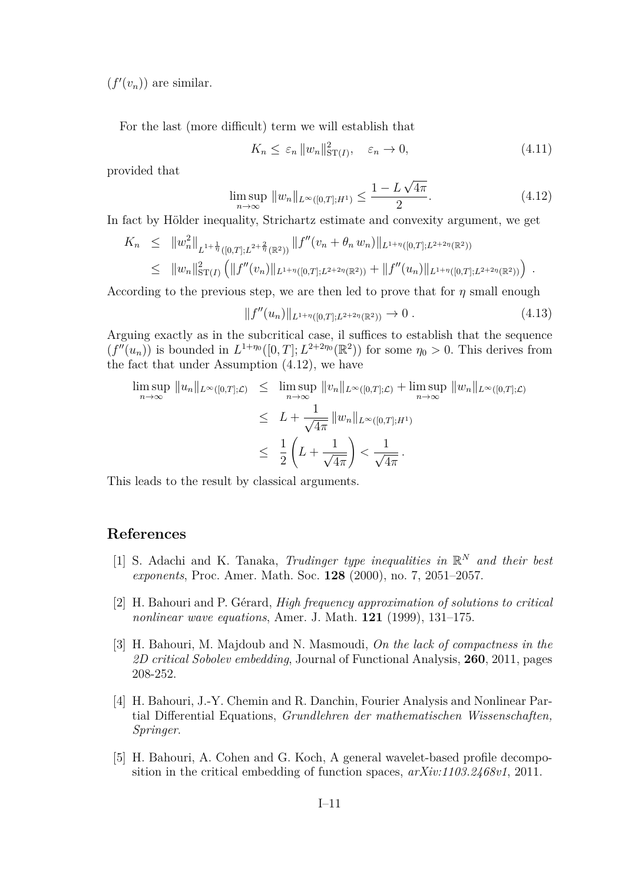$(f'(v_n))$ are similar.

For the last (more difficult) term we will establish that

$$K_n \leq \varepsilon_n \|w_n\|^2_{\mathrm{ST}(I)}, \quad \varepsilon_n \to 0, \tag{4.11}$$

provided that

$$\limsup_{n\to\infty} \|w_n\|_{L^\infty([0,T];H^1)} \leq \frac{1-L\sqrt{4\pi}}{2}. \tag{4.12}$$

In fact by Hölder inequality, Strichartz estimate and convexity argument, we get

$$\begin{aligned} K_n &\leq \|w_n^2\|_{L^{1+\frac{1}{\eta}}([0,T];L^{2+\frac{2}{\eta}}(\mathbb{R}^2))} \|f''(v_n+\theta_n w_n)\|_{L^{1+\eta}([0,T];L^{2+2\eta}(\mathbb{R}^2))} \\ &\leq \|w_n\|^2_{\mathrm{ST}(I)} \left( \|f''(v_n)\|_{L^{1+\eta}([0,T];L^{2+2\eta}(\mathbb{R}^2))} + \|f''(u_n)\|_{L^{1+\eta}([0,T];L^{2+2\eta}(\mathbb{R}^2))} \right) . \end{aligned}$$

According to the previous step, we are then led to prove that for $\eta$ small enough

$$\|f''(u_n)\|_{L^{1+\eta}([0,T];L^{2+2\eta}(\mathbb{R}^2))} \to 0 \, . \tag{4.13}$$

Arguing exactly as in the subcritical case, il suffices to establish that the sequence $(f''(u_n))$ is bounded in $L^{1+\eta_0}([0,T];L^{2+2\eta_0}(\mathbb{R}^2))$ for some $\eta_0>0$. This derives from the fact that under Assumption (4.12), we have

$$\begin{aligned} \limsup_{n\to\infty} \|u_n\|_{L^\infty([0,T];\mathcal{L})} &\leq \limsup_{n\to\infty} \|v_n\|_{L^\infty([0,T];\mathcal{L})} + \limsup_{n\to\infty} \|w_n\|_{L^\infty([0,T];\mathcal{L})} \\ &\leq L + \frac{1}{\sqrt{4\pi}} \|w_n\|_{L^\infty([0,T];H^1)} \\ &\leq \frac{1}{2}\left(L + \frac{1}{\sqrt{4\pi}}\right) < \frac{1}{\sqrt{4\pi}} \, . \end{aligned}$$

This leads to the result by classical arguments.

## References

[1] S. Adachi and K. Tanaka, *Trudinger type inequalities in $\mathbb{R}^N$ and their best exponents*, Proc. Amer. Math. Soc. **128** (2000), no. 7, 2051–2057.

[2] H. Bahouri and P. Gérard, *High frequency approximation of solutions to critical nonlinear wave equations*, Amer. J. Math. **121** (1999), 131–175.

[3] H. Bahouri, M. Majdoub and N. Masmoudi, *On the lack of compactness in the 2D critical Sobolev embedding*, Journal of Functional Analysis, **260**, 2011, pages 208-252.

[4] H. Bahouri, J.-Y. Chemin and R. Danchin, Fourier Analysis and Nonlinear Partial Differential Equations, *Grundlehren der mathematischen Wissenschaften, Springer*.

[5] H. Bahouri, A. Cohen and G. Koch, A general wavelet-based profile decomposition in the critical embedding of function spaces, *arXiv:1103.2468v1*, 2011.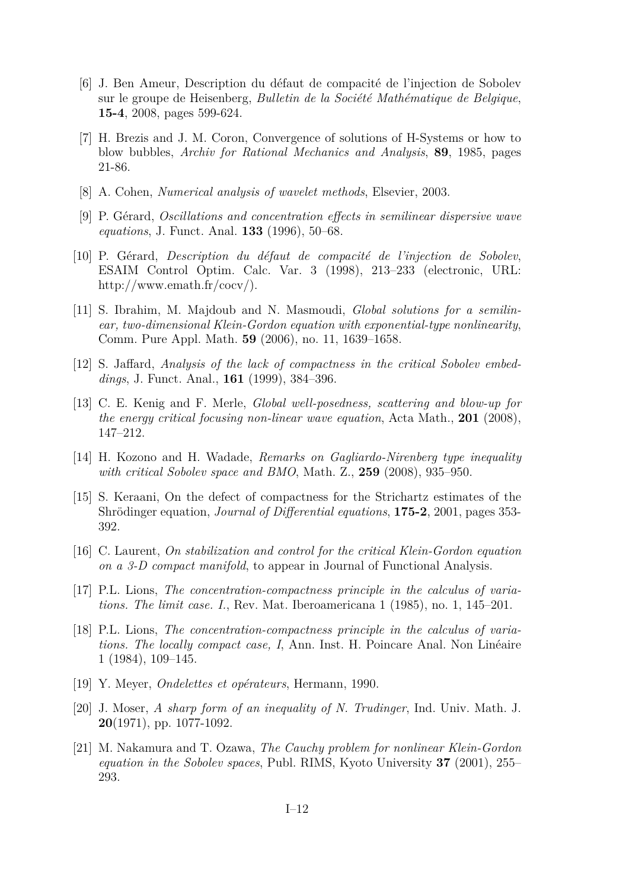[6] J. Ben Ameur, Description du défaut de compacité de l'injection de Sobolev sur le groupe de Heisenberg, *Bulletin de la Société Mathématique de Belgique*, **15-4**, 2008, pages 599-624.

[7] H. Brezis and J. M. Coron, Convergence of solutions of H-Systems or how to blow bubbles, *Archiv for Rational Mechanics and Analysis*, **89**, 1985, pages 21-86.

[8] A. Cohen, *Numerical analysis of wavelet methods*, Elsevier, 2003.

[9] P. Gérard, *Oscillations and concentration effects in semilinear dispersive wave equations*, J. Funct. Anal. **133** (1996), 50–68.

[10] P. Gérard, *Description du défaut de compacité de l'injection de Sobolev*, ESAIM Control Optim. Calc. Var. 3 (1998), 213–233 (electronic, URL: http://www.emath.fr/cocv/).

[11] S. Ibrahim, M. Majdoub and N. Masmoudi, *Global solutions for a semilinear, two-dimensional Klein-Gordon equation with exponential-type nonlinearity*, Comm. Pure Appl. Math. **59** (2006), no. 11, 1639–1658.

[12] S. Jaffard, *Analysis of the lack of compactness in the critical Sobolev embeddings*, J. Funct. Anal., **161** (1999), 384–396.

[13] C. E. Kenig and F. Merle, *Global well-posedness, scattering and blow-up for the energy critical focusing non-linear wave equation*, Acta Math., **201** (2008), 147–212.

[14] H. Kozono and H. Wadade, *Remarks on Gagliardo-Nirenberg type inequality with critical Sobolev space and BMO*, Math. Z., **259** (2008), 935–950.

[15] S. Keraani, On the defect of compactness for the Strichartz estimates of the Shrödinger equation, *Journal of Differential equations*, **175-2**, 2001, pages 353-392.

[16] C. Laurent, *On stabilization and control for the critical Klein-Gordon equation on a 3-D compact manifold*, to appear in Journal of Functional Analysis.

[17] P.L. Lions, *The concentration-compactness principle in the calculus of variations. The limit case. I.*, Rev. Mat. Iberoamericana 1 (1985), no. 1, 145–201.

[18] P.L. Lions, *The concentration-compactness principle in the calculus of variations. The locally compact case, I*, Ann. Inst. H. Poincare Anal. Non Linéaire 1 (1984), 109–145.

[19] Y. Meyer, *Ondelettes et opérateurs*, Hermann, 1990.

[20] J. Moser, *A sharp form of an inequality of N. Trudinger*, Ind. Univ. Math. J. **20**(1971), pp. 1077-1092.

[21] M. Nakamura and T. Ozawa, *The Cauchy problem for nonlinear Klein-Gordon equation in the Sobolev spaces*, Publ. RIMS, Kyoto University **37** (2001), 255–293.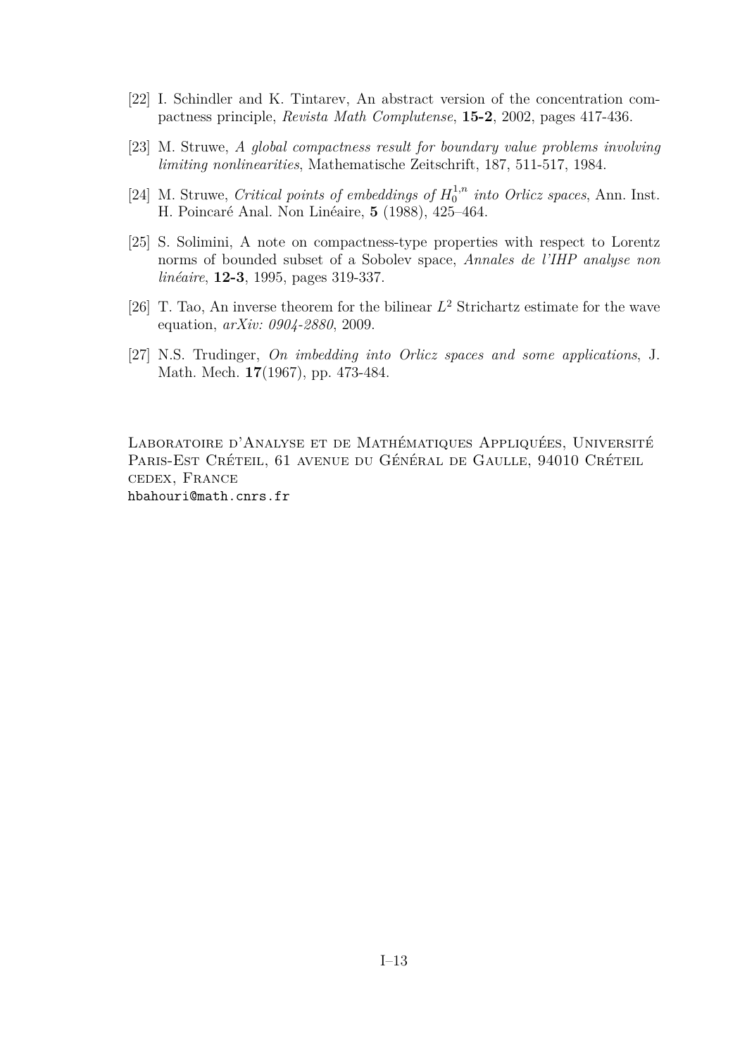[22] I. Schindler and K. Tintarev, An abstract version of the concentration compactness principle, *Revista Math Complutense*, **15-2**, 2002, pages 417-436.

[23] M. Struwe, *A global compactness result for boundary value problems involving limiting nonlinearities*, Mathematische Zeitschrift, 187, 511-517, 1984.

[24] M. Struwe, *Critical points of embeddings of $H_0^{1,n}$ into Orlicz spaces*, Ann. Inst. H. Poincaré Anal. Non Linéaire, **5** (1988), 425–464.

[25] S. Solimini, A note on compactness-type properties with respect to Lorentz norms of bounded subset of a Sobolev space, *Annales de l'IHP analyse non linéaire*, **12-3**, 1995, pages 319-337.

[26] T. Tao, An inverse theorem for the bilinear $L^2$ Strichartz estimate for the wave equation, *arXiv: 0904-2880*, 2009.

[27] N.S. Trudinger, *On imbedding into Orlicz spaces and some applications*, J. Math. Mech. **17**(1967), pp. 473-484.

Laboratoire d'Analyse et de Mathématiques Appliquées, Université Paris-Est Créteil, 61 avenue du Général de Gaulle, 94010 Créteil cedex, France
hbahouri@math.cnrs.fr